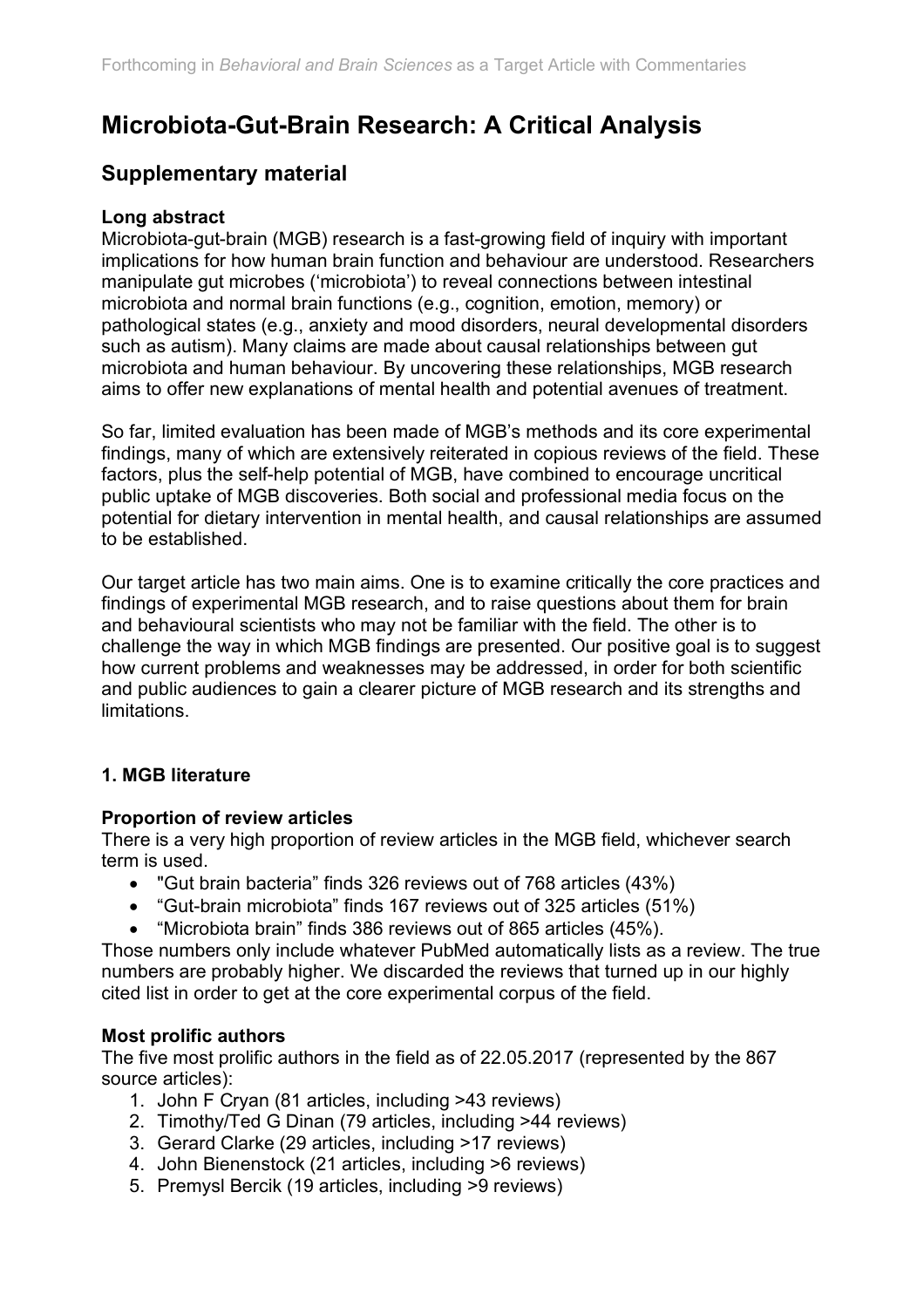# Microbiota-Gut-Brain Research: A Critical Analysis

## Supplementary material

### Long abstract

Microbiota-gut-brain (MGB) research is a fast-growing field of inquiry with important implications for how human brain function and behaviour are understood. Researchers manipulate gut microbes ('microbiota') to reveal connections between intestinal microbiota and normal brain functions (e.g., cognition, emotion, memory) or pathological states (e.g., anxiety and mood disorders, neural developmental disorders such as autism). Many claims are made about causal relationships between gut microbiota and human behaviour. By uncovering these relationships, MGB research aims to offer new explanations of mental health and potential avenues of treatment.

So far, limited evaluation has been made of MGB's methods and its core experimental findings, many of which are extensively reiterated in copious reviews of the field. These factors, plus the self-help potential of MGB, have combined to encourage uncritical public uptake of MGB discoveries. Both social and professional media focus on the potential for dietary intervention in mental health, and causal relationships are assumed to be established.

Our target article has two main aims. One is to examine critically the core practices and findings of experimental MGB research, and to raise questions about them for brain and behavioural scientists who may not be familiar with the field. The other is to challenge the way in which MGB findings are presented. Our positive goal is to suggest how current problems and weaknesses may be addressed, in order for both scientific and public audiences to gain a clearer picture of MGB research and its strengths and limitations.

### 1. MGB literature

#### Proportion of review articles

There is a very high proportion of review articles in the MGB field, whichever search term is used.

- "Gut brain bacteria" finds 326 reviews out of 768 articles (43%)
- "Gut-brain microbiota" finds 167 reviews out of 325 articles (51%)
- "Microbiota brain" finds 386 reviews out of 865 articles (45%).

Those numbers only include whatever PubMed automatically lists as a review. The true numbers are probably higher. We discarded the reviews that turned up in our highly cited list in order to get at the core experimental corpus of the field.

#### Most prolific authors

The five most prolific authors in the field as of 22.05.2017 (represented by the 867 source articles):

1. John F Cryan (81 articles, including >43 reviews)
2. Timothy/Ted G Dinan (79 articles, including >44 reviews)
3. Gerard Clarke (29 articles, including >17 reviews)
4. John Bienenstock (21 articles, including >6 reviews)
5. Premysl Bercik (19 articles, including >9 reviews)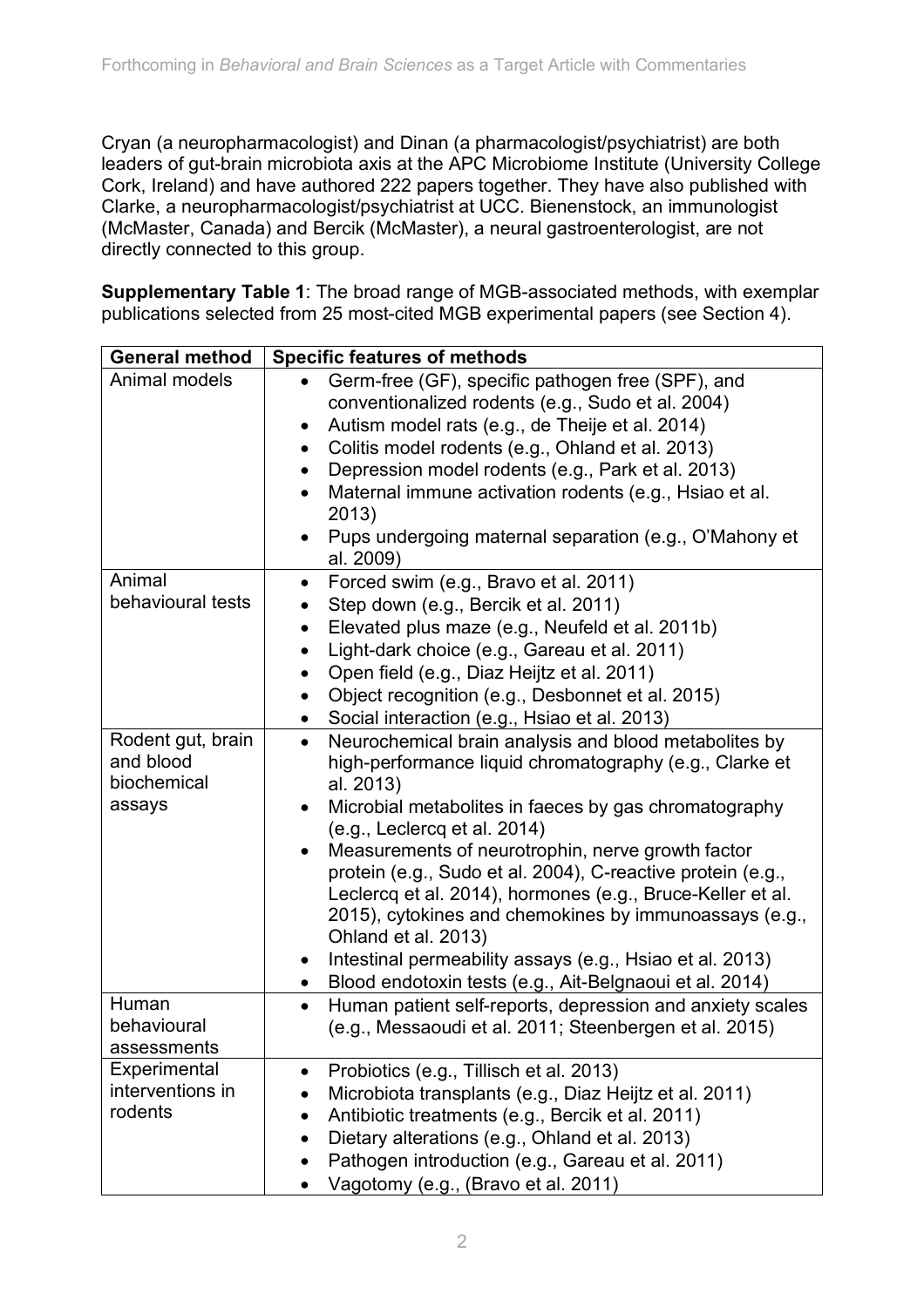Cryan (a neuropharmacologist) and Dinan (a pharmacologist/psychiatrist) are both leaders of gut-brain microbiota axis at the APC Microbiome Institute (University College Cork, Ireland) and have authored 222 papers together. They have also published with Clarke, a neuropharmacologist/psychiatrist at UCC. Bienenstock, an immunologist (McMaster, Canada) and Bercik (McMaster), a neural gastroenterologist, are not directly connected to this group.

**Supplementary Table 1**: The broad range of MGB-associated methods, with exemplar publications selected from 25 most-cited MGB experimental papers (see Section 4).

| General method | Specific features of methods |
|---|---|
| Animal models | • Germ-free (GF), specific pathogen free (SPF), and conventionalized rodents (e.g., Sudo et al. 2004)<br>• Autism model rats (e.g., de Theije et al. 2014)<br>• Colitis model rodents (e.g., Ohland et al. 2013)<br>• Depression model rodents (e.g., Park et al. 2013)<br>• Maternal immune activation rodents (e.g., Hsiao et al. 2013)<br>• Pups undergoing maternal separation (e.g., O'Mahony et al. 2009) |
| Animal behavioural tests | • Forced swim (e.g., Bravo et al. 2011)<br>• Step down (e.g., Bercik et al. 2011)<br>• Elevated plus maze (e.g., Neufeld et al. 2011b)<br>• Light-dark choice (e.g., Gareau et al. 2011)<br>• Open field (e.g., Diaz Heijtz et al. 2011)<br>• Object recognition (e.g., Desbonnet et al. 2015)<br>• Social interaction (e.g., Hsiao et al. 2013) |
| Rodent gut, brain and blood biochemical assays | • Neurochemical brain analysis and blood metabolites by high-performance liquid chromatography (e.g., Clarke et al. 2013)<br>• Microbial metabolites in faeces by gas chromatography (e.g., Leclercq et al. 2014)<br>• Measurements of neurotrophin, nerve growth factor protein (e.g., Sudo et al. 2004), C-reactive protein (e.g., Leclercq et al. 2014), hormones (e.g., Bruce-Keller et al. 2015), cytokines and chemokines by immunoassays (e.g., Ohland et al. 2013)<br>• Intestinal permeability assays (e.g., Hsiao et al. 2013)<br>• Blood endotoxin tests (e.g., Ait-Belgnaoui et al. 2014) |
| Human behavioural assessments | • Human patient self-reports, depression and anxiety scales (e.g., Messaoudi et al. 2011; Steenbergen et al. 2015) |
| Experimental interventions in rodents | • Probiotics (e.g., Tillisch et al. 2013)<br>• Microbiota transplants (e.g., Diaz Heijtz et al. 2011)<br>• Antibiotic treatments (e.g., Bercik et al. 2011)<br>• Dietary alterations (e.g., Ohland et al. 2013)<br>• Pathogen introduction (e.g., Gareau et al. 2011)<br>• Vagotomy (e.g., (Bravo et al. 2011) |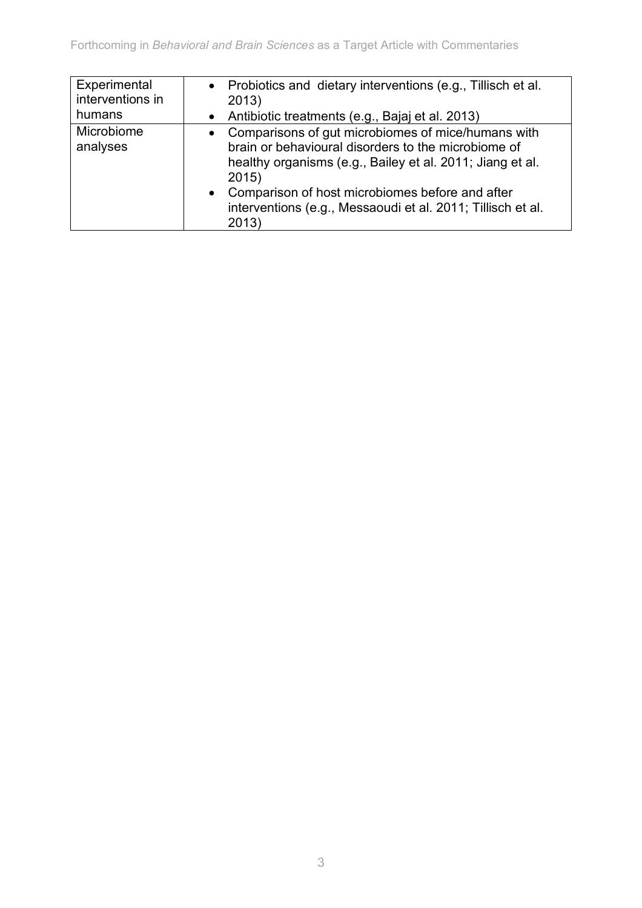| | |
|---|---|
| Experimental interventions in humans | • Probiotics and dietary interventions (e.g., Tillisch et al. 2013)<br>• Antibiotic treatments (e.g., Bajaj et al. 2013) |
| Microbiome analyses | • Comparisons of gut microbiomes of mice/humans with brain or behavioural disorders to the microbiome of healthy organisms (e.g., Bailey et al. 2011; Jiang et al. 2015)<br>• Comparison of host microbiomes before and after interventions (e.g., Messaoudi et al. 2011; Tillisch et al. 2013) |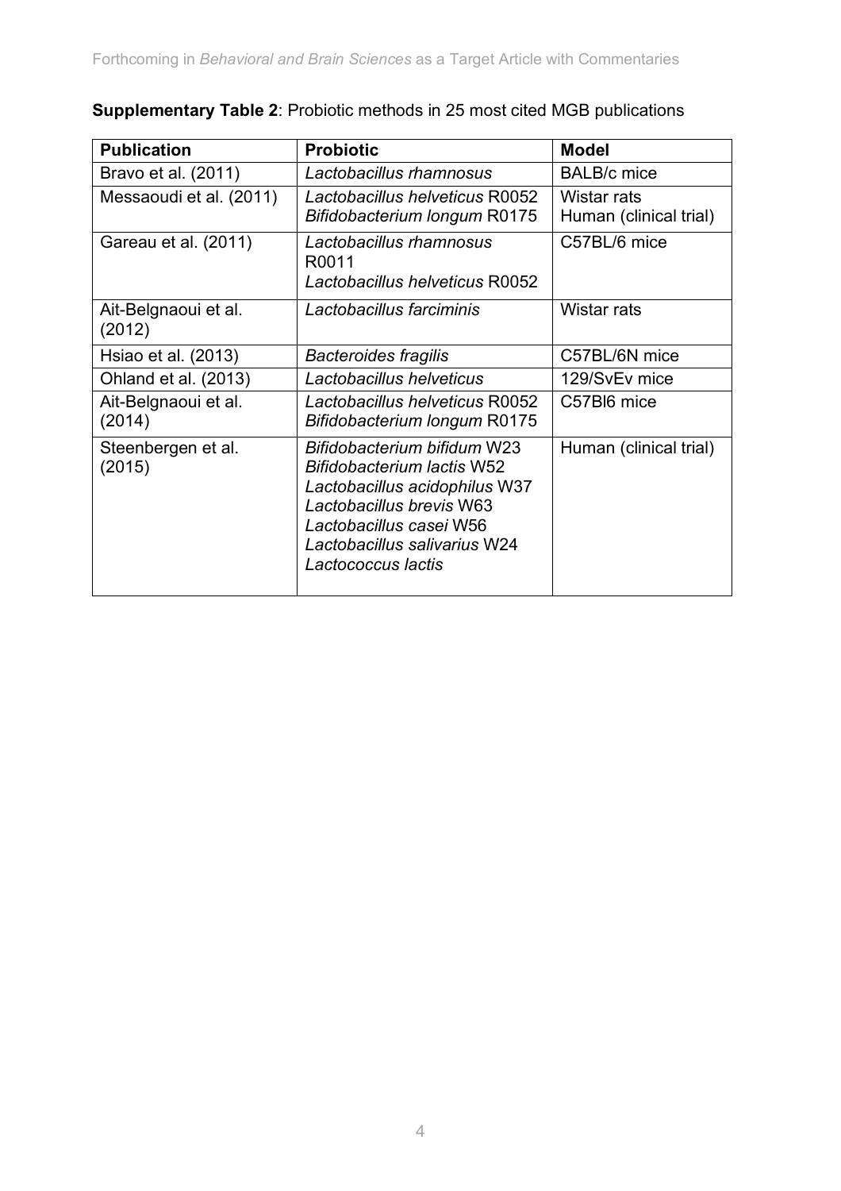**Supplementary Table 2**: Probiotic methods in 25 most cited MGB publications

| Publication | Probiotic | Model |
|---|---|---|
| Bravo et al. (2011) | *Lactobacillus rhamnosus* | BALB/c mice |
| Messaoudi et al. (2011) | *Lactobacillus helveticus* R0052<br>*Bifidobacterium longum* R0175 | Wistar rats<br>Human (clinical trial) |
| Gareau et al. (2011) | *Lactobacillus rhamnosus* R0011<br>*Lactobacillus helveticus* R0052 | C57BL/6 mice |
| Ait-Belgnaoui et al. (2012) | *Lactobacillus farciminis* | Wistar rats |
| Hsiao et al. (2013) | *Bacteroides fragilis* | C57BL/6N mice |
| Ohland et al. (2013) | *Lactobacillus helveticus* | 129/SvEv mice |
| Ait-Belgnaoui et al. (2014) | *Lactobacillus helveticus* R0052<br>*Bifidobacterium longum* R0175 | C57Bl6 mice |
| Steenbergen et al. (2015) | *Bifidobacterium bifidum* W23<br>*Bifidobacterium lactis* W52<br>*Lactobacillus acidophilus* W37<br>*Lactobacillus brevis* W63<br>*Lactobacillus casei* W56<br>*Lactobacillus salivarius* W24<br>*Lactococcus lactis* | Human (clinical trial) |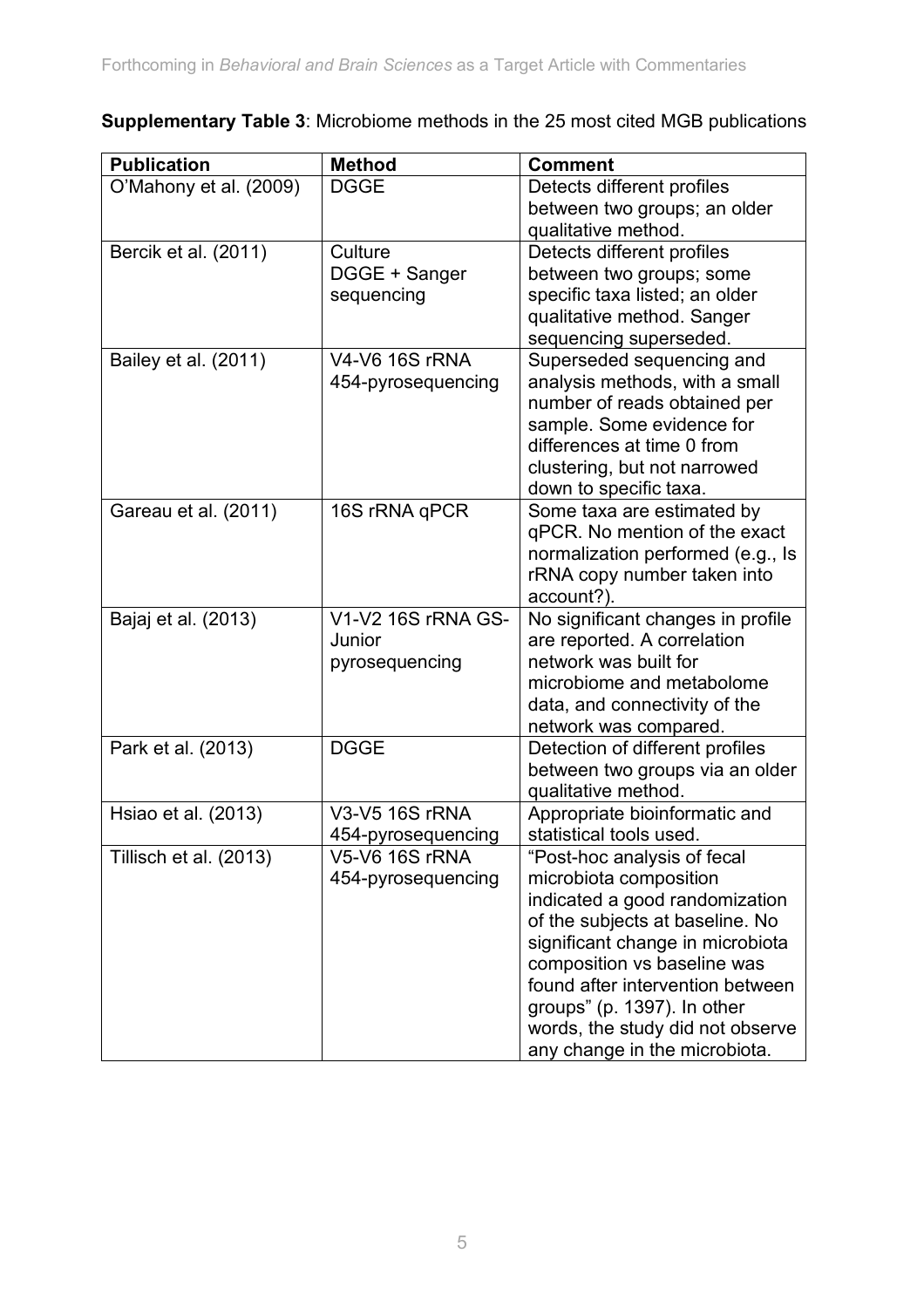**Supplementary Table 3**: Microbiome methods in the 25 most cited MGB publications

| Publication | Method | Comment |
| --- | --- | --- |
| O'Mahony et al. (2009) | DGGE | Detects different profiles between two groups; an older qualitative method. |
| Bercik et al. (2011) | Culture DGGE + Sanger sequencing | Detects different profiles between two groups; some specific taxa listed; an older qualitative method. Sanger sequencing superseded. |
| Bailey et al. (2011) | V4-V6 16S rRNA 454-pyrosequencing | Superseded sequencing and analysis methods, with a small number of reads obtained per sample. Some evidence for differences at time 0 from clustering, but not narrowed down to specific taxa. |
| Gareau et al. (2011) | 16S rRNA qPCR | Some taxa are estimated by qPCR. No mention of the exact normalization performed (e.g., Is rRNA copy number taken into account?). |
| Bajaj et al. (2013) | V1-V2 16S rRNA GS-Junior pyrosequencing | No significant changes in profile are reported. A correlation network was built for microbiome and metabolome data, and connectivity of the network was compared. |
| Park et al. (2013) | DGGE | Detection of different profiles between two groups via an older qualitative method. |
| Hsiao et al. (2013) | V3-V5 16S rRNA 454-pyrosequencing | Appropriate bioinformatic and statistical tools used. |
| Tillisch et al. (2013) | V5-V6 16S rRNA 454-pyrosequencing | "Post-hoc analysis of fecal microbiota composition indicated a good randomization of the subjects at baseline. No significant change in microbiota composition vs baseline was found after intervention between groups" (p. 1397). In other words, the study did not observe any change in the microbiota. |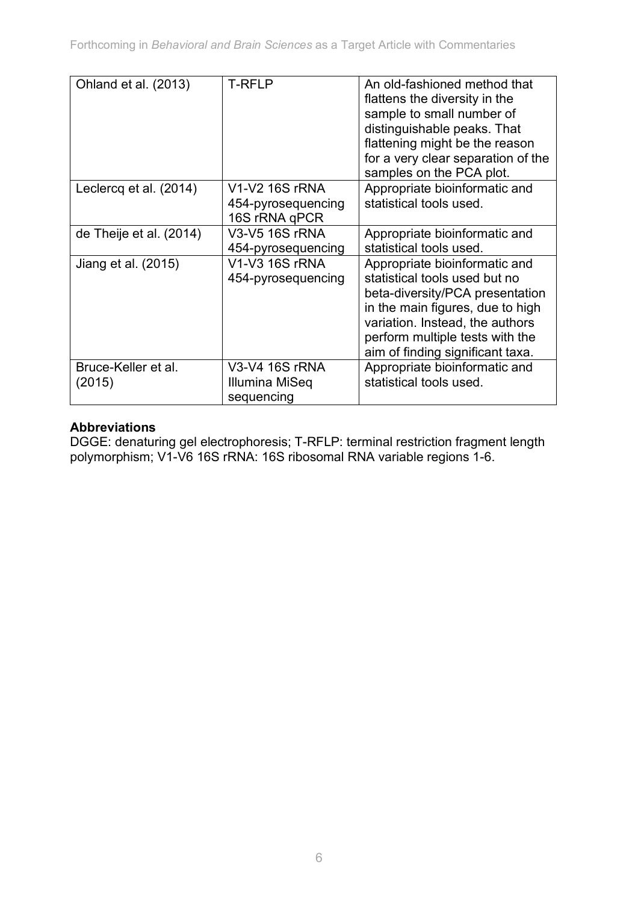| Ohland et al. (2013) | T-RFLP | An old-fashioned method that flattens the diversity in the sample to small number of distinguishable peaks. That flattening might be the reason for a very clear separation of the samples on the PCA plot. |
|---|---|---|
| Leclercq et al. (2014) | V1-V2 16S rRNA 454-pyrosequencing 16S rRNA qPCR | Appropriate bioinformatic and statistical tools used. |
| de Theije et al. (2014) | V3-V5 16S rRNA 454-pyrosequencing | Appropriate bioinformatic and statistical tools used. |
| Jiang et al. (2015) | V1-V3 16S rRNA 454-pyrosequencing | Appropriate bioinformatic and statistical tools used but no beta-diversity/PCA presentation in the main figures, due to high variation. Instead, the authors perform multiple tests with the aim of finding significant taxa. |
| Bruce-Keller et al. (2015) | V3-V4 16S rRNA Illumina MiSeq sequencing | Appropriate bioinformatic and statistical tools used. |

**Abbreviations**

DGGE: denaturing gel electrophoresis; T-RFLP: terminal restriction fragment length polymorphism; V1-V6 16S rRNA: 16S ribosomal RNA variable regions 1-6.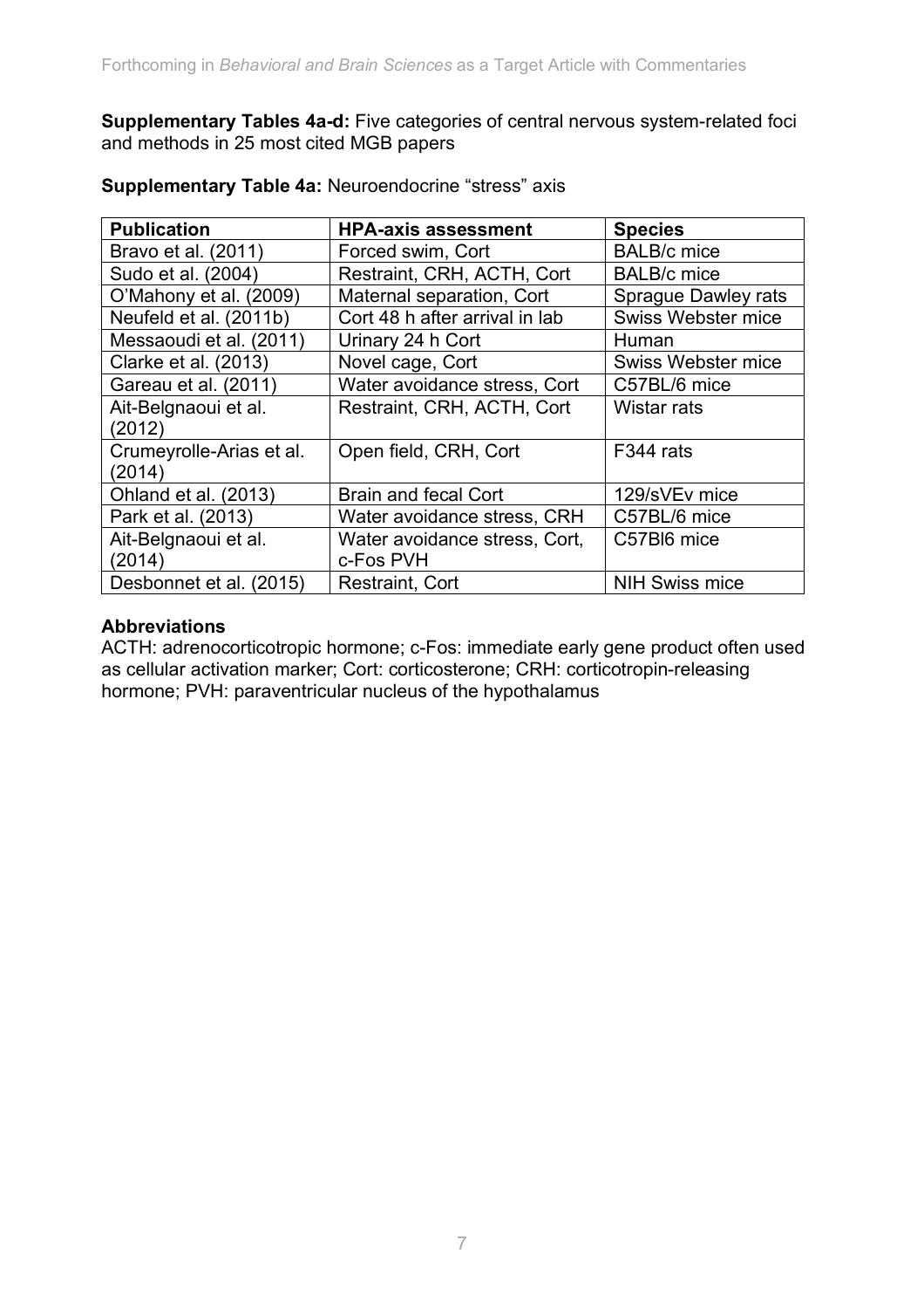**Supplementary Tables 4a-d:** Five categories of central nervous system-related foci and methods in 25 most cited MGB papers

**Supplementary Table 4a:** Neuroendocrine “stress” axis

| Publication | HPA-axis assessment | Species |
|---|---|---|
| Bravo et al. (2011) | Forced swim, Cort | BALB/c mice |
| Sudo et al. (2004) | Restraint, CRH, ACTH, Cort | BALB/c mice |
| O’Mahony et al. (2009) | Maternal separation, Cort | Sprague Dawley rats |
| Neufeld et al. (2011b) | Cort 48 h after arrival in lab | Swiss Webster mice |
| Messaoudi et al. (2011) | Urinary 24 h Cort | Human |
| Clarke et al. (2013) | Novel cage, Cort | Swiss Webster mice |
| Gareau et al. (2011) | Water avoidance stress, Cort | C57BL/6 mice |
| Ait-Belgnaoui et al. (2012) | Restraint, CRH, ACTH, Cort | Wistar rats |
| Crumeyrolle-Arias et al. (2014) | Open field, CRH, Cort | F344 rats |
| Ohland et al. (2013) | Brain and fecal Cort | 129/sVEv mice |
| Park et al. (2013) | Water avoidance stress, CRH | C57BL/6 mice |
| Ait-Belgnaoui et al. (2014) | Water avoidance stress, Cort, c-Fos PVH | C57Bl6 mice |
| Desbonnet et al. (2015) | Restraint, Cort | NIH Swiss mice |

**Abbreviations**

ACTH: adrenocorticotropic hormone; c-Fos: immediate early gene product often used as cellular activation marker; Cort: corticosterone; CRH: corticotropin-releasing hormone; PVH: paraventricular nucleus of the hypothalamus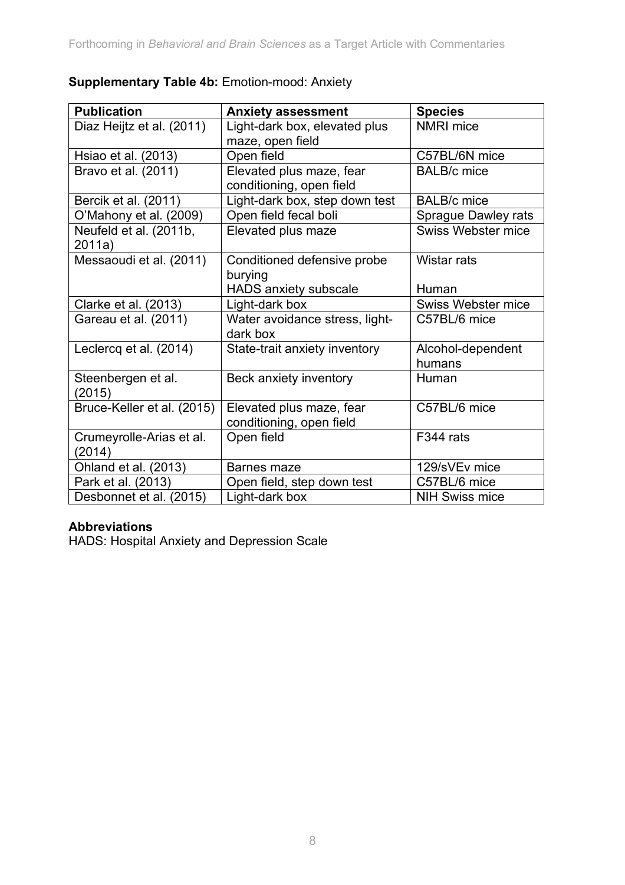**Supplementary Table 4b:** Emotion-mood: Anxiety

| Publication | Anxiety assessment | Species |
|---|---|---|
| Diaz Heijtz et al. (2011) | Light-dark box, elevated plus maze, open field | NMRI mice |
| Hsiao et al. (2013) | Open field | C57BL/6N mice |
| Bravo et al. (2011) | Elevated plus maze, fear conditioning, open field | BALB/c mice |
| Bercik et al. (2011) | Light-dark box, step down test | BALB/c mice |
| O'Mahony et al. (2009) | Open field fecal boli | Sprague Dawley rats |
| Neufeld et al. (2011b, 2011a) | Elevated plus maze | Swiss Webster mice |
| Messaoudi et al. (2011) | Conditioned defensive probe burying<br>HADS anxiety subscale | Wistar rats<br><br>Human |
| Clarke et al. (2013) | Light-dark box | Swiss Webster mice |
| Gareau et al. (2011) | Water avoidance stress, light-dark box | C57BL/6 mice |
| Leclercq et al. (2014) | State-trait anxiety inventory | Alcohol-dependent humans |
| Steenbergen et al. (2015) | Beck anxiety inventory | Human |
| Bruce-Keller et al. (2015) | Elevated plus maze, fear conditioning, open field | C57BL/6 mice |
| Crumeyrolle-Arias et al. (2014) | Open field | F344 rats |
| Ohland et al. (2013) | Barnes maze | 129/sVEv mice |
| Park et al. (2013) | Open field, step down test | C57BL/6 mice |
| Desbonnet et al. (2015) | Light-dark box | NIH Swiss mice |

**Abbreviations**

HADS: Hospital Anxiety and Depression Scale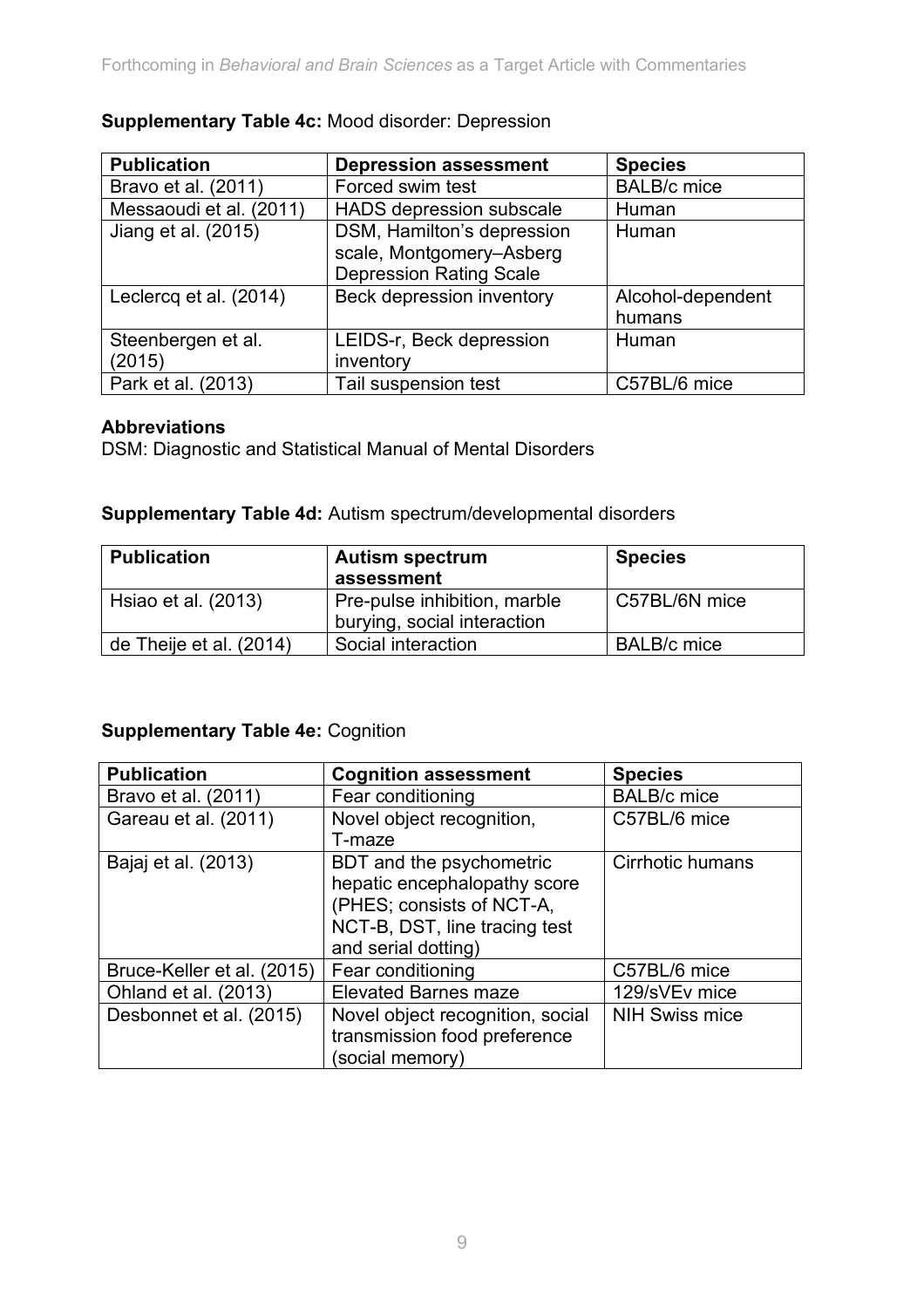**Supplementary Table 4c:** Mood disorder: Depression

| Publication | Depression assessment | Species |
|---|---|---|
| Bravo et al. (2011) | Forced swim test | BALB/c mice |
| Messaoudi et al. (2011) | HADS depression subscale | Human |
| Jiang et al. (2015) | DSM, Hamilton's depression scale, Montgomery–Asberg Depression Rating Scale | Human |
| Leclercq et al. (2014) | Beck depression inventory | Alcohol-dependent humans |
| Steenbergen et al. (2015) | LEIDS-r, Beck depression inventory | Human |
| Park et al. (2013) | Tail suspension test | C57BL/6 mice |

**Abbreviations**
DSM: Diagnostic and Statistical Manual of Mental Disorders

**Supplementary Table 4d:** Autism spectrum/developmental disorders

| Publication | Autism spectrum assessment | Species |
|---|---|---|
| Hsiao et al. (2013) | Pre-pulse inhibition, marble burying, social interaction | C57BL/6N mice |
| de Theije et al. (2014) | Social interaction | BALB/c mice |

**Supplementary Table 4e:** Cognition

| Publication | Cognition assessment | Species |
|---|---|---|
| Bravo et al. (2011) | Fear conditioning | BALB/c mice |
| Gareau et al. (2011) | Novel object recognition, T-maze | C57BL/6 mice |
| Bajaj et al. (2013) | BDT and the psychometric hepatic encephalopathy score (PHES; consists of NCT-A, NCT-B, DST, line tracing test and serial dotting) | Cirrhotic humans |
| Bruce-Keller et al. (2015) | Fear conditioning | C57BL/6 mice |
| Ohland et al. (2013) | Elevated Barnes maze | 129/sVEv mice |
| Desbonnet et al. (2015) | Novel object recognition, social transmission food preference (social memory) | NIH Swiss mice |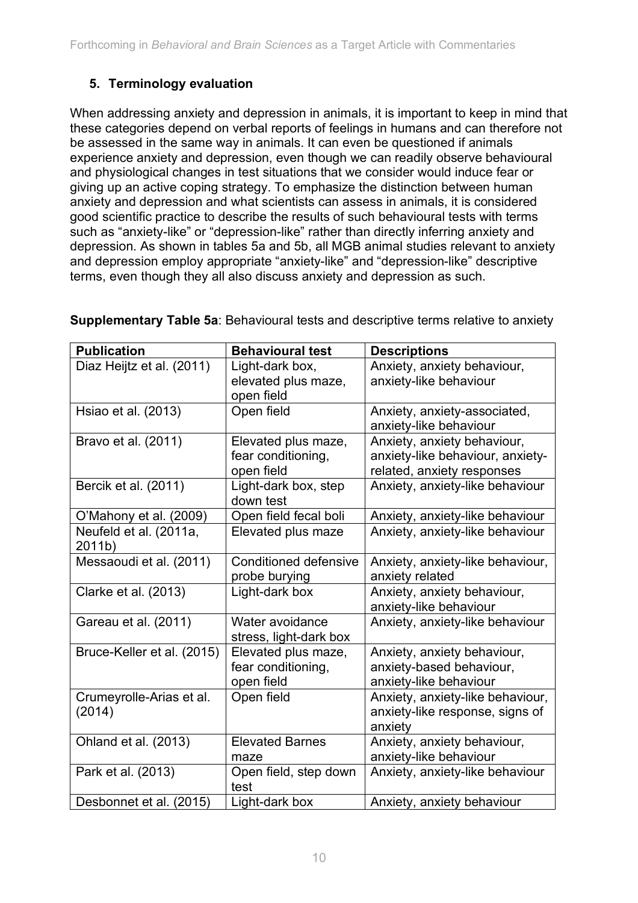## 5. Terminology evaluation

When addressing anxiety and depression in animals, it is important to keep in mind that these categories depend on verbal reports of feelings in humans and can therefore not be assessed in the same way in animals. It can even be questioned if animals experience anxiety and depression, even though we can readily observe behavioural and physiological changes in test situations that we consider would induce fear or giving up an active coping strategy. To emphasize the distinction between human anxiety and depression and what scientists can assess in animals, it is considered good scientific practice to describe the results of such behavioural tests with terms such as "anxiety-like" or "depression-like" rather than directly inferring anxiety and depression. As shown in tables 5a and 5b, all MGB animal studies relevant to anxiety and depression employ appropriate "anxiety-like" and "depression-like" descriptive terms, even though they all also discuss anxiety and depression as such.

**Supplementary Table 5a**: Behavioural tests and descriptive terms relative to anxiety

| Publication | Behavioural test | Descriptions |
|---|---|---|
| Diaz Heijtz et al. (2011) | Light-dark box, elevated plus maze, open field | Anxiety, anxiety behaviour, anxiety-like behaviour |
| Hsiao et al. (2013) | Open field | Anxiety, anxiety-associated, anxiety-like behaviour |
| Bravo et al. (2011) | Elevated plus maze, fear conditioning, open field | Anxiety, anxiety behaviour, anxiety-like behaviour, anxiety-related, anxiety responses |
| Bercik et al. (2011) | Light-dark box, step down test | Anxiety, anxiety-like behaviour |
| O'Mahony et al. (2009) | Open field fecal boli | Anxiety, anxiety-like behaviour |
| Neufeld et al. (2011a, 2011b) | Elevated plus maze | Anxiety, anxiety-like behaviour |
| Messaoudi et al. (2011) | Conditioned defensive probe burying | Anxiety, anxiety-like behaviour, anxiety related |
| Clarke et al. (2013) | Light-dark box | Anxiety, anxiety behaviour, anxiety-like behaviour |
| Gareau et al. (2011) | Water avoidance stress, light-dark box | Anxiety, anxiety-like behaviour |
| Bruce-Keller et al. (2015) | Elevated plus maze, fear conditioning, open field | Anxiety, anxiety behaviour, anxiety-based behaviour, anxiety-like behaviour |
| Crumeyrolle-Arias et al. (2014) | Open field | Anxiety, anxiety-like behaviour, anxiety-like response, signs of anxiety |
| Ohland et al. (2013) | Elevated Barnes maze | Anxiety, anxiety behaviour, anxiety-like behaviour |
| Park et al. (2013) | Open field, step down test | Anxiety, anxiety-like behaviour |
| Desbonnet et al. (2015) | Light-dark box | Anxiety, anxiety behaviour |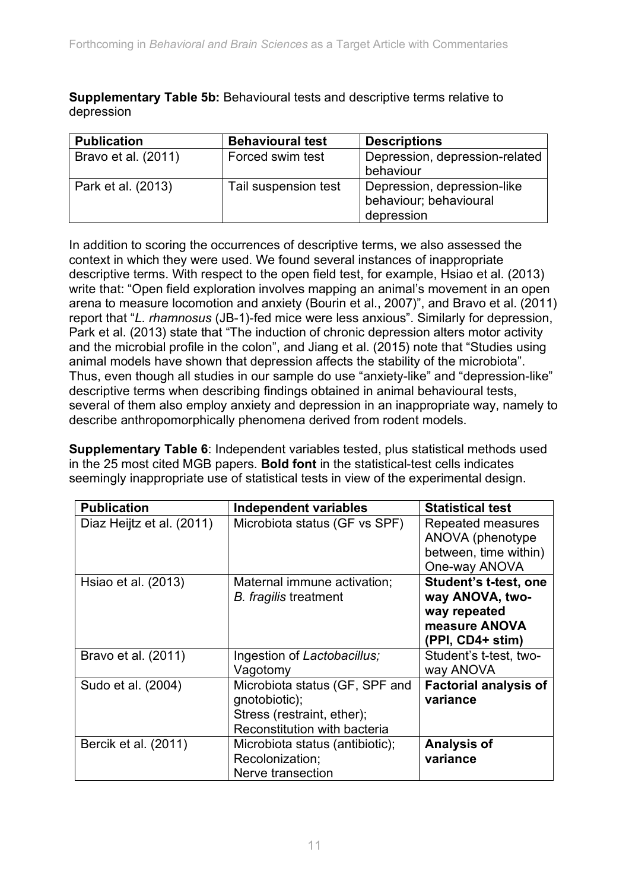**Supplementary Table 5b:** Behavioural tests and descriptive terms relative to depression

| Publication | Behavioural test | Descriptions |
|---|---|---|
| Bravo et al. (2011) | Forced swim test | Depression, depression-related behaviour |
| Park et al. (2013) | Tail suspension test | Depression, depression-like behaviour; behavioural depression |

In addition to scoring the occurrences of descriptive terms, we also assessed the context in which they were used. We found several instances of inappropriate descriptive terms. With respect to the open field test, for example, Hsiao et al. (2013) write that: "Open field exploration involves mapping an animal's movement in an open arena to measure locomotion and anxiety (Bourin et al., 2007)", and Bravo et al. (2011) report that "*L. rhamnosus* (JB-1)-fed mice were less anxious". Similarly for depression, Park et al. (2013) state that "The induction of chronic depression alters motor activity and the microbial profile in the colon", and Jiang et al. (2015) note that "Studies using animal models have shown that depression affects the stability of the microbiota". Thus, even though all studies in our sample do use "anxiety-like" and "depression-like" descriptive terms when describing findings obtained in animal behavioural tests, several of them also employ anxiety and depression in an inappropriate way, namely to describe anthropomorphically phenomena derived from rodent models.

**Supplementary Table 6**: Independent variables tested, plus statistical methods used in the 25 most cited MGB papers. **Bold font** in the statistical-test cells indicates seemingly inappropriate use of statistical tests in view of the experimental design.

| Publication | Independent variables | Statistical test |
|---|---|---|
| Diaz Heijtz et al. (2011) | Microbiota status (GF vs SPF) | Repeated measures ANOVA (phenotype between, time within) One-way ANOVA |
| Hsiao et al. (2013) | Maternal immune activation; *B. fragilis* treatment | **Student's t-test, one way ANOVA, two-way repeated measure ANOVA (PPI, CD4+ stim)** |
| Bravo et al. (2011) | Ingestion of *Lactobacillus;* Vagotomy | Student's t-test, two-way ANOVA |
| Sudo et al. (2004) | Microbiota status (GF, SPF and gnotobiotic); Stress (restraint, ether); Reconstitution with bacteria | **Factorial analysis of variance** |
| Bercik et al. (2011) | Microbiota status (antibiotic); Recolonization; Nerve transection | **Analysis of variance** |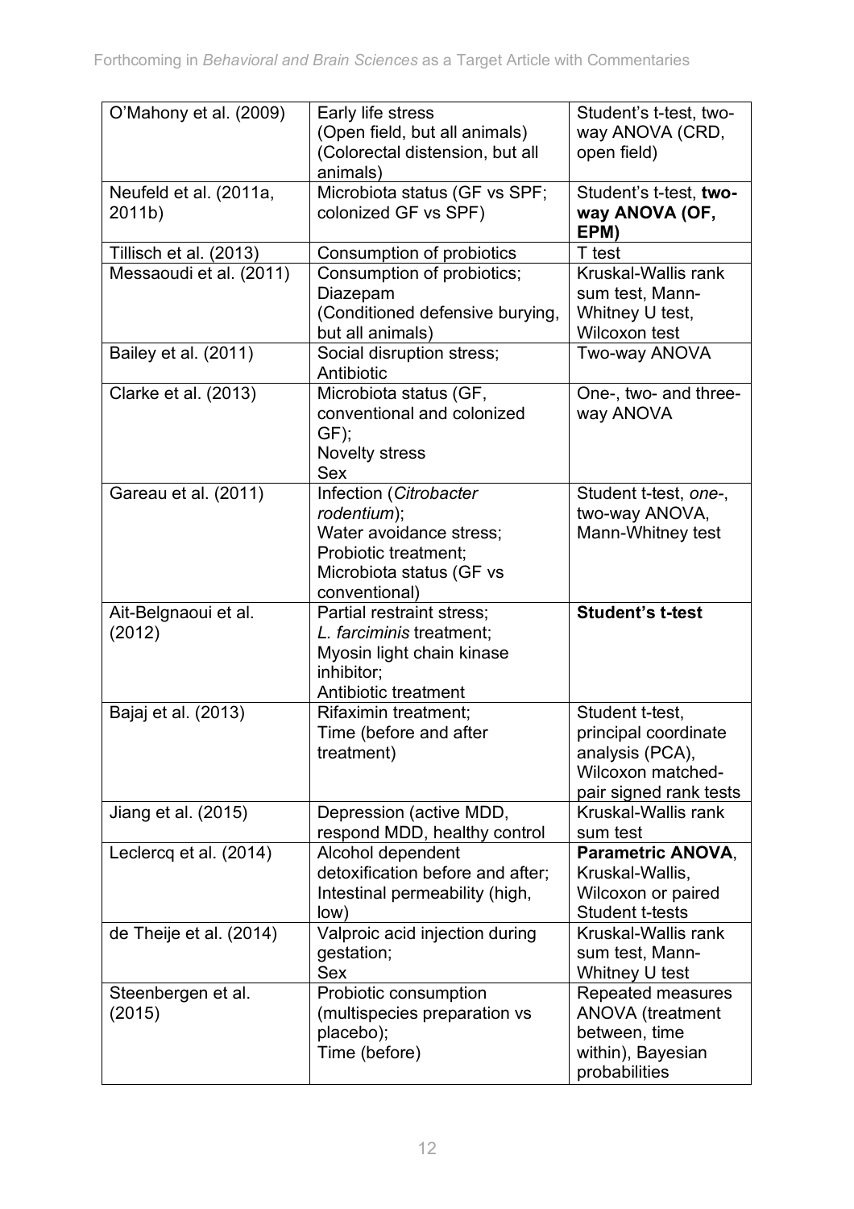| O'Mahony et al. (2009) | Early life stress<br>(Open field, but all animals)<br>(Colorectal distension, but all animals) | Student's t-test, two-way ANOVA (CRD, open field) |
|---|---|---|
| Neufeld et al. (2011a, 2011b) | Microbiota status (GF vs SPF; colonized GF vs SPF) | Student's t-test, **two-way ANOVA (OF, EPM)** |
| Tillisch et al. (2013) | Consumption of probiotics | T test |
| Messaoudi et al. (2011) | Consumption of probiotics;<br>Diazepam<br>(Conditioned defensive burying, but all animals) | Kruskal-Wallis rank sum test, Mann-Whitney U test, Wilcoxon test |
| Bailey et al. (2011) | Social disruption stress;<br>Antibiotic | Two-way ANOVA |
| Clarke et al. (2013) | Microbiota status (GF, conventional and colonized GF);<br>Novelty stress<br>Sex | One-, two- and three-way ANOVA |
| Gareau et al. (2011) | Infection (*Citrobacter rodentium*);<br>Water avoidance stress;<br>Probiotic treatment;<br>Microbiota status (GF vs conventional) | Student t-test, *one-*, two-way ANOVA, Mann-Whitney test |
| Ait-Belgnaoui et al. (2012) | Partial restraint stress;<br>*L. farciminis* treatment;<br>Myosin light chain kinase inhibitor;<br>Antibiotic treatment | **Student's t-test** |
| Bajaj et al. (2013) | Rifaximin treatment;<br>Time (before and after treatment) | Student t-test, principal coordinate analysis (PCA), Wilcoxon matched-pair signed rank tests |
| Jiang et al. (2015) | Depression (active MDD, respond MDD, healthy control | Kruskal-Wallis rank sum test |
| Leclercq et al. (2014) | Alcohol dependent detoxification before and after;<br>Intestinal permeability (high, low) | **Parametric ANOVA**, Kruskal-Wallis, Wilcoxon or paired Student t-tests |
| de Theije et al. (2014) | Valproic acid injection during gestation;<br>Sex | Kruskal-Wallis rank sum test, Mann-Whitney U test |
| Steenbergen et al. (2015) | Probiotic consumption (multispecies preparation vs placebo);<br>Time (before) | Repeated measures ANOVA (treatment between, time within), Bayesian probabilities |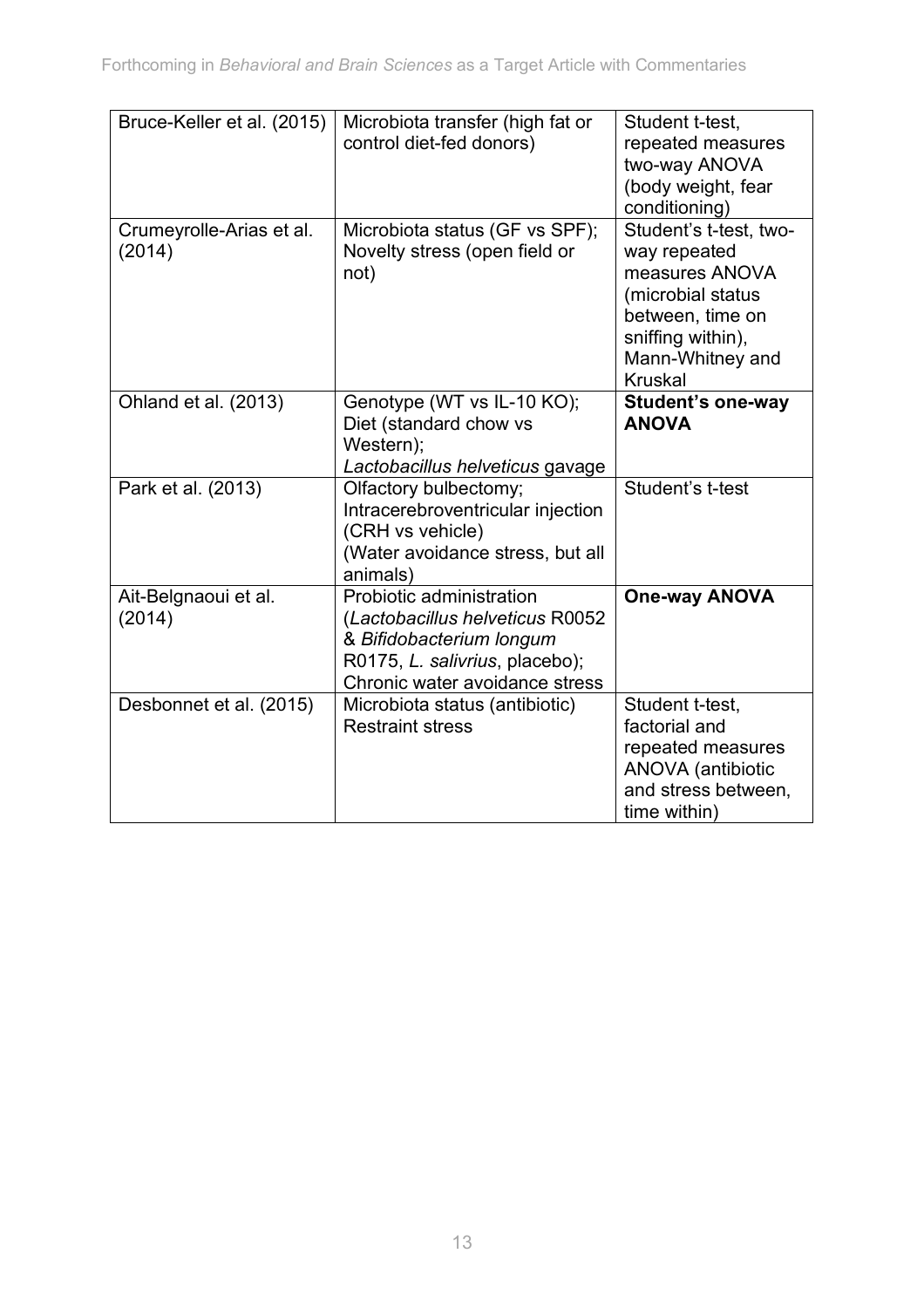| | | |
|---|---|---|
| Bruce-Keller et al. (2015) | Microbiota transfer (high fat or control diet-fed donors) | Student t-test, repeated measures two-way ANOVA (body weight, fear conditioning) |
| Crumeyrolle-Arias et al. (2014) | Microbiota status (GF vs SPF); Novelty stress (open field or not) | Student's t-test, two-way repeated measures ANOVA (microbial status between, time on sniffing within), Mann-Whitney and Kruskal |
| Ohland et al. (2013) | Genotype (WT vs IL-10 KO); Diet (standard chow vs Western); *Lactobacillus helveticus* gavage | **Student's one-way ANOVA** |
| Park et al. (2013) | Olfactory bulbectomy; Intracerebroventricular injection (CRH vs vehicle) (Water avoidance stress, but all animals) | Student's t-test |
| Ait-Belgnaoui et al. (2014) | Probiotic administration (*Lactobacillus helveticus* R0052 & *Bifidobacterium longum* R0175, *L. salivrius*, placebo); Chronic water avoidance stress | **One-way ANOVA** |
| Desbonnet et al. (2015) | Microbiota status (antibiotic) Restraint stress | Student t-test, factorial and repeated measures ANOVA (antibiotic and stress between, time within) |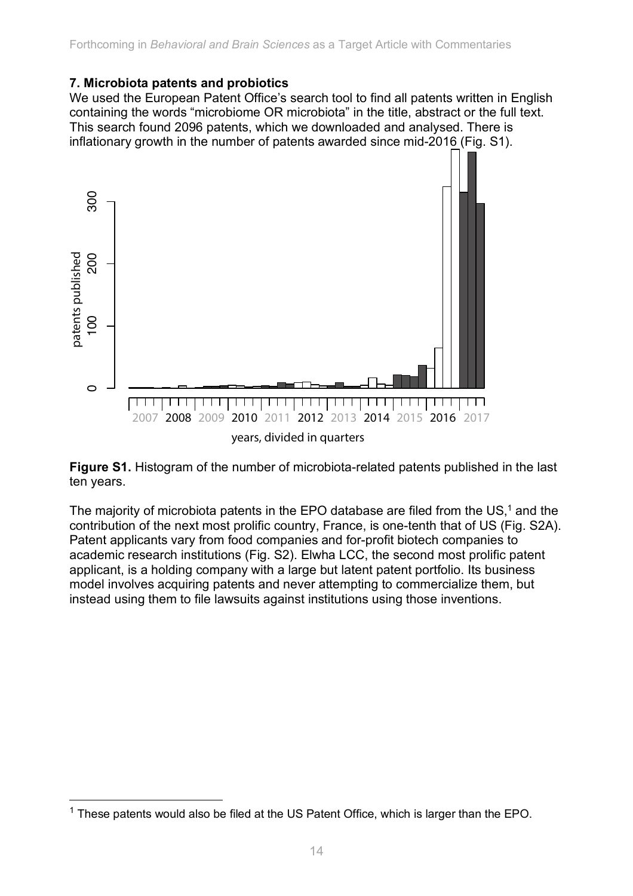## 7. Microbiota patents and probiotics

We used the European Patent Office's search tool to find all patents written in English containing the words "microbiome OR microbiota" in the title, abstract or the full text. This search found 2096 patents, which we downloaded and analysed. There is inflationary growth in the number of patents awarded since mid-2016 (Fig. S1).

**Figure S1.** Histogram of the number of microbiota-related patents published in the last ten years.

The majority of microbiota patents in the EPO database are filed from the US,[1] and the contribution of the next most prolific country, France, is one-tenth that of US (Fig. S2A). Patent applicants vary from food companies and for-profit biotech companies to academic research institutions (Fig. S2). Elwha LCC, the second most prolific patent applicant, is a holding company with a large but latent patent portfolio. Its business model involves acquiring patents and never attempting to commercialize them, but instead using them to file lawsuits against institutions using those inventions.

[1] These patents would also be filed at the US Patent Office, which is larger than the EPO.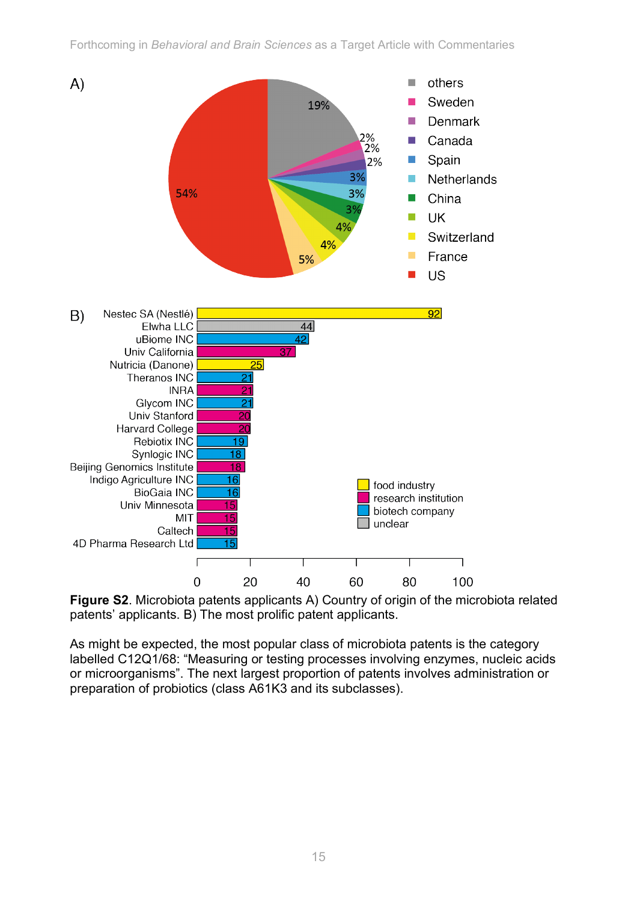**Figure S2**. Microbiota patents applicants A) Country of origin of the microbiota related patents' applicants. B) The most prolific patent applicants.

As might be expected, the most popular class of microbiota patents is the category labelled C12Q1/68: "Measuring or testing processes involving enzymes, nucleic acids or microorganisms". The next largest proportion of patents involves administration or preparation of probiotics (class A61K3 and its subclasses).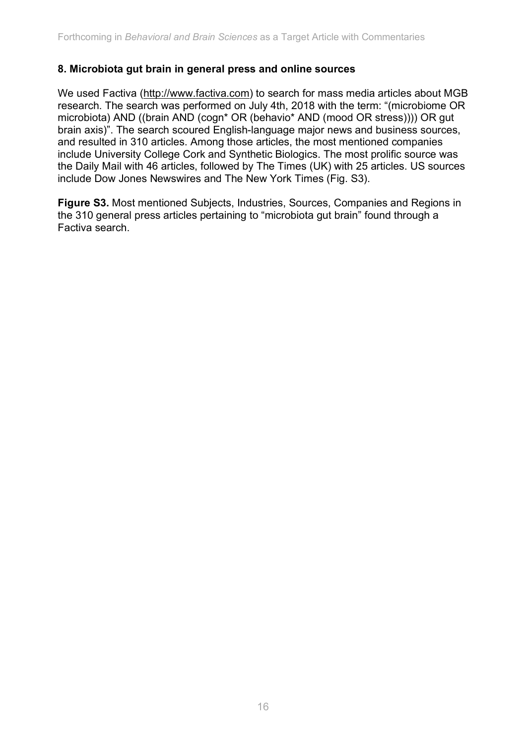### 8. Microbiota gut brain in general press and online sources

We used Factiva (http://www.factiva.com) to search for mass media articles about MGB research. The search was performed on July 4th, 2018 with the term: "(microbiome OR microbiota) AND ((brain AND (cogn* OR (behavio* AND (mood OR stress)))) OR gut brain axis)". The search scoured English-language major news and business sources, and resulted in 310 articles. Among those articles, the most mentioned companies include University College Cork and Synthetic Biologics. The most prolific source was the Daily Mail with 46 articles, followed by The Times (UK) with 25 articles. US sources include Dow Jones Newswires and The New York Times (Fig. S3).

**Figure S3.** Most mentioned Subjects, Industries, Sources, Companies and Regions in the 310 general press articles pertaining to "microbiota gut brain" found through a Factiva search.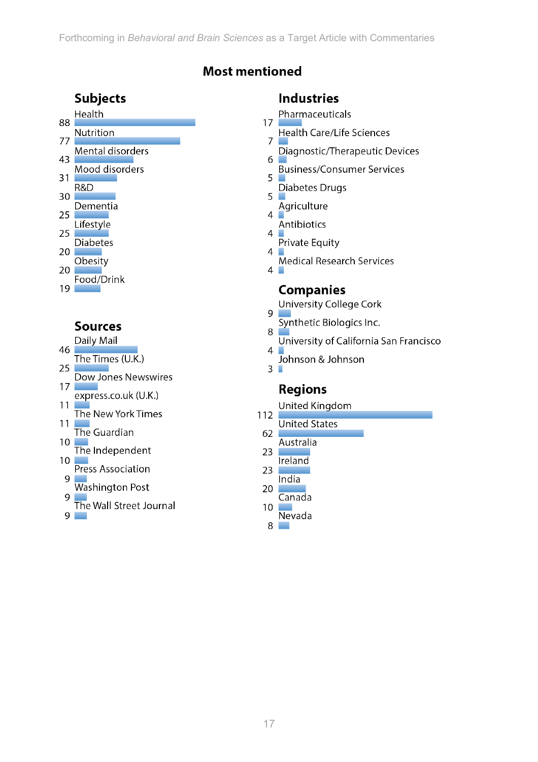## Most mentioned

### Subjects

| Count | Subject |
|---|---|
| 88 | Health |
| 77 | Nutrition |
| 43 | Mental disorders |
| 31 | Mood disorders |
| 30 | R&D |
| 25 | Dementia |
| 25 | Lifestyle |
| 20 | Diabetes |
| 20 | Obesity |
| 19 | Food/Drink |

### Sources

| Count | Source |
|---|---|
| 46 | Daily Mail |
| 25 | The Times (U.K.) |
| 17 | Dow Jones Newswires |
| 11 | express.co.uk (U.K.) |
| 11 | The New York Times |
| 10 | The Guardian |
| 10 | The Independent |
| 9 | Press Association |
| 9 | Washington Post |
| 9 | The Wall Street Journal |

### Industries

| Count | Industry |
|---|---|
| 17 | Pharmaceuticals |
| 7 | Health Care/Life Sciences |
| 6 | Diagnostic/Therapeutic Devices |
| 5 | Business/Consumer Services |
| 5 | Diabetes Drugs |
| 4 | Agriculture |
| 4 | Antibiotics |
| 4 | Private Equity |
| 4 | Medical Research Services |

### Companies

| Count | Company |
|---|---|
| 9 | University College Cork |
| 8 | Synthetic Biologics Inc. |
| 4 | University of California San Francisco |
| 3 | Johnson & Johnson |

### Regions

| Count | Region |
|---|---|
| 112 | United Kingdom |
| 62 | United States |
| 23 | Australia |
| 23 | Ireland |
| 20 | India |
| 10 | Canada |
| 8 | Nevada |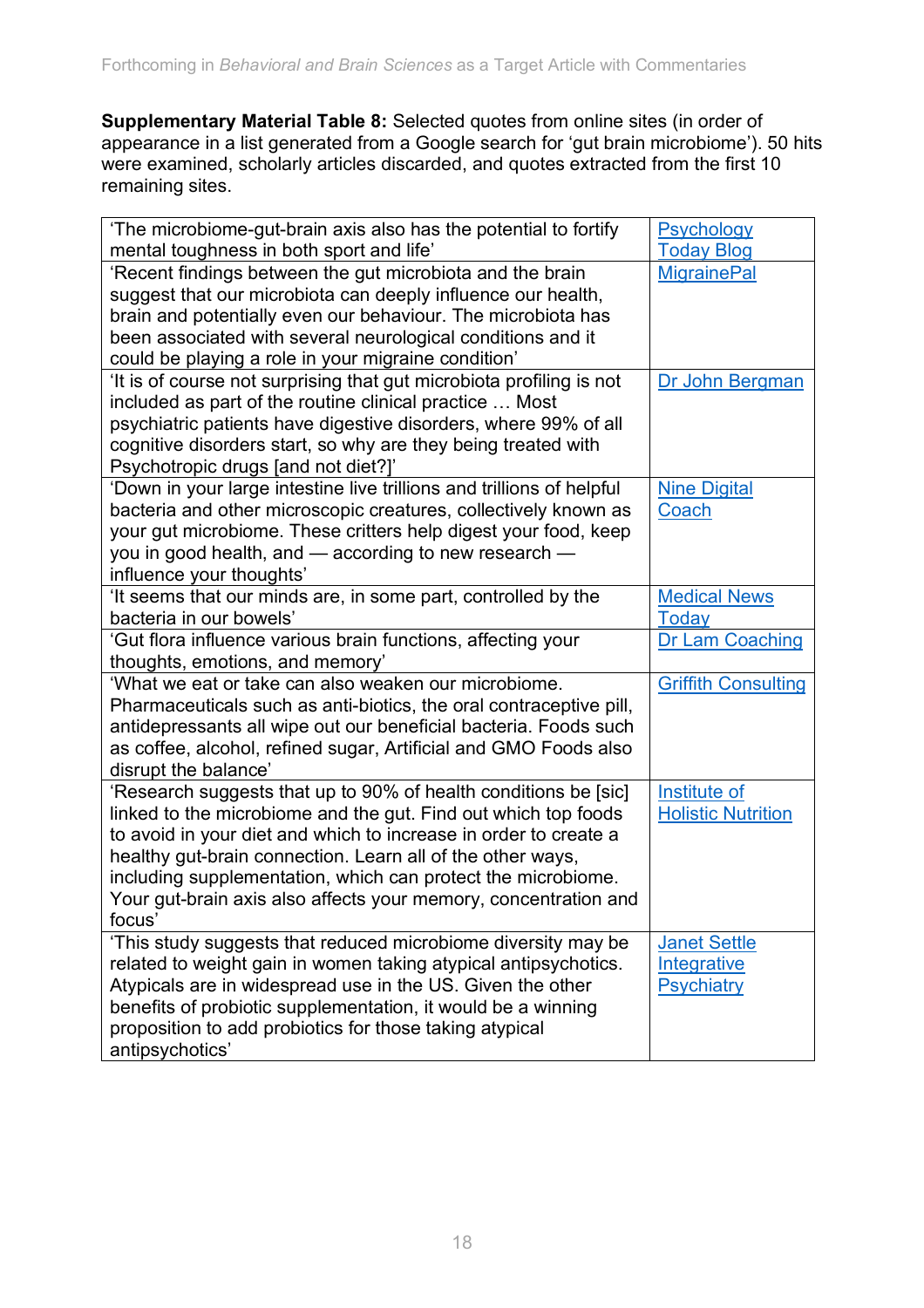**Supplementary Material Table 8:** Selected quotes from online sites (in order of appearance in a list generated from a Google search for 'gut brain microbiome'). 50 hits were examined, scholarly articles discarded, and quotes extracted from the first 10 remaining sites.

| Quote | Source |
|---|---|
| 'The microbiome-gut-brain axis also has the potential to fortify mental toughness in both sport and life' | Psychology Today Blog |
| 'Recent findings between the gut microbiota and the brain suggest that our microbiota can deeply influence our health, brain and potentially even our behaviour. The microbiota has been associated with several neurological conditions and it could be playing a role in your migraine condition' | MigrainePal |
| 'It is of course not surprising that gut microbiota profiling is not included as part of the routine clinical practice … Most psychiatric patients have digestive disorders, where 99% of all cognitive disorders start, so why are they being treated with Psychotropic drugs [and not diet?]' | Dr John Bergman |
| 'Down in your large intestine live trillions and trillions of helpful bacteria and other microscopic creatures, collectively known as your gut microbiome. These critters help digest your food, keep you in good health, and — according to new research — influence your thoughts' | Nine Digital Coach |
| 'It seems that our minds are, in some part, controlled by the bacteria in our bowels' | Medical News Today |
| 'Gut flora influence various brain functions, affecting your thoughts, emotions, and memory' | Dr Lam Coaching |
| 'What we eat or take can also weaken our microbiome. Pharmaceuticals such as anti-biotics, the oral contraceptive pill, antidepressants all wipe out our beneficial bacteria. Foods such as coffee, alcohol, refined sugar, Artificial and GMO Foods also disrupt the balance' | Griffith Consulting |
| 'Research suggests that up to 90% of health conditions be [sic] linked to the microbiome and the gut. Find out which top foods to avoid in your diet and which to increase in order to create a healthy gut-brain connection. Learn all of the other ways, including supplementation, which can protect the microbiome. Your gut-brain axis also affects your memory, concentration and focus' | Institute of Holistic Nutrition |
| 'This study suggests that reduced microbiome diversity may be related to weight gain in women taking atypical antipsychotics. Atypicals are in widespread use in the US. Given the other benefits of probiotic supplementation, it would be a winning proposition to add probiotics for those taking atypical antipsychotics' | Janet Settle Integrative Psychiatry |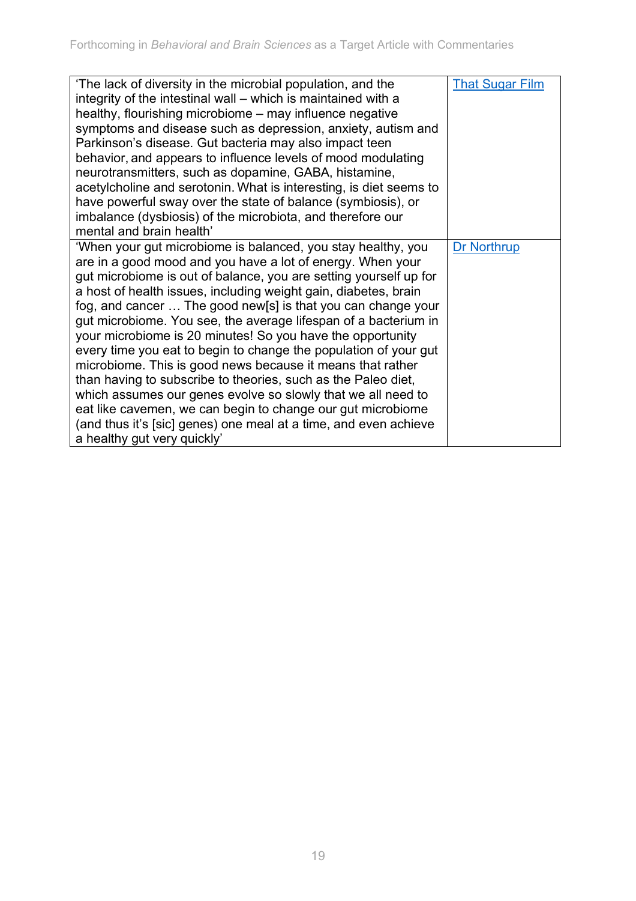| | |
|---|---|
| 'The lack of diversity in the microbial population, and the integrity of the intestinal wall – which is maintained with a healthy, flourishing microbiome – may influence negative symptoms and disease such as depression, anxiety, autism and Parkinson's disease. Gut bacteria may also impact teen behavior, and appears to influence levels of mood modulating neurotransmitters, such as dopamine, GABA, histamine, acetylcholine and serotonin. What is interesting, is diet seems to have powerful sway over the state of balance (symbiosis), or imbalance (dysbiosis) of the microbiota, and therefore our mental and brain health' | That Sugar Film |
| 'When your gut microbiome is balanced, you stay healthy, you are in a good mood and you have a lot of energy. When your gut microbiome is out of balance, you are setting yourself up for a host of health issues, including weight gain, diabetes, brain fog, and cancer … The good new[s] is that you can change your gut microbiome. You see, the average lifespan of a bacterium in your microbiome is 20 minutes! So you have the opportunity every time you eat to begin to change the population of your gut microbiome. This is good news because it means that rather than having to subscribe to theories, such as the Paleo diet, which assumes our genes evolve so slowly that we all need to eat like cavemen, we can begin to change our gut microbiome (and thus it's [sic] genes) one meal at a time, and even achieve a healthy gut very quickly' | Dr Northrup |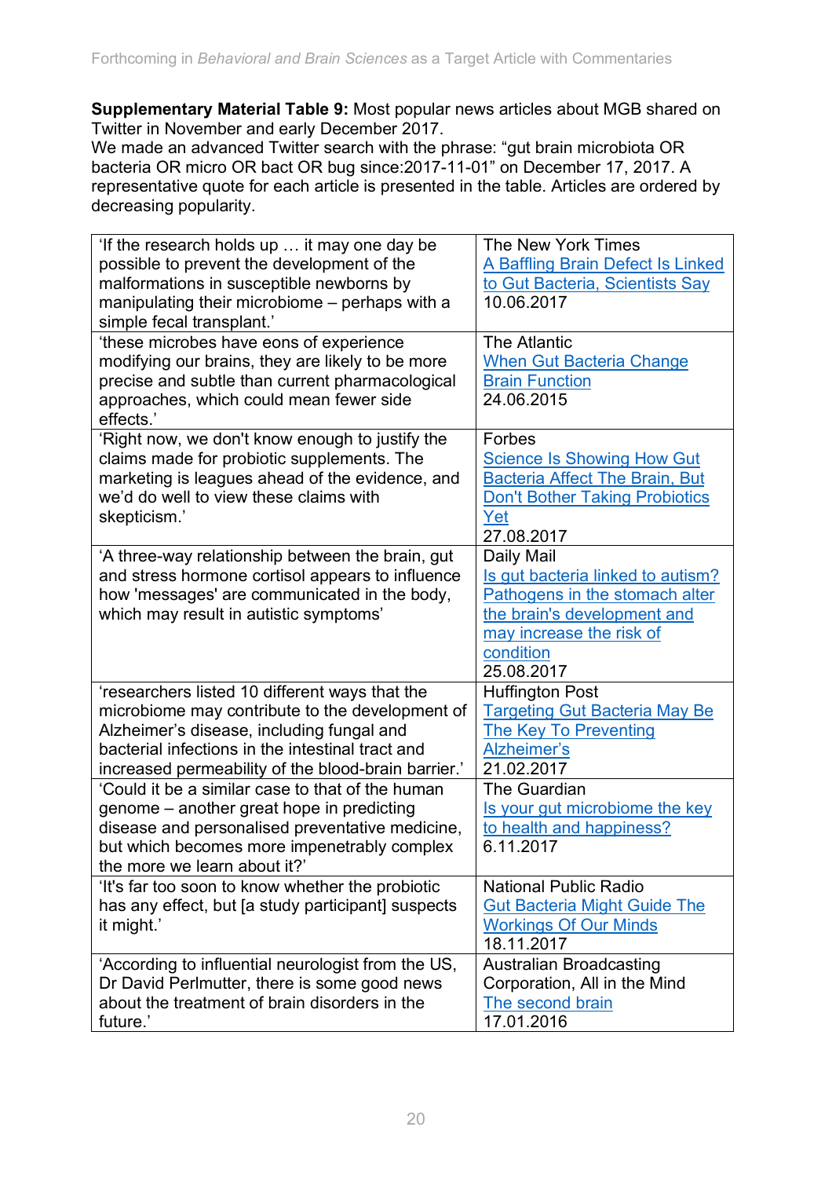**Supplementary Material Table 9:** Most popular news articles about MGB shared on Twitter in November and early December 2017.
We made an advanced Twitter search with the phrase: "gut brain microbiota OR bacteria OR micro OR bact OR bug since:2017-11-01" on December 17, 2017. A representative quote for each article is presented in the table. Articles are ordered by decreasing popularity.

| | |
|---|---|
| 'If the research holds up … it may one day be possible to prevent the development of the malformations in susceptible newborns by manipulating their microbiome – perhaps with a simple fecal transplant.' | The New York Times<br>A Baffling Brain Defect Is Linked to Gut Bacteria, Scientists Say<br>10.06.2017 |
| 'these microbes have eons of experience modifying our brains, they are likely to be more precise and subtle than current pharmacological approaches, which could mean fewer side effects.' | The Atlantic<br>When Gut Bacteria Change Brain Function<br>24.06.2015 |
| 'Right now, we don't know enough to justify the claims made for probiotic supplements. The marketing is leagues ahead of the evidence, and we'd do well to view these claims with skepticism.' | Forbes<br>Science Is Showing How Gut Bacteria Affect The Brain, But Don't Bother Taking Probiotics Yet<br>27.08.2017 |
| 'A three-way relationship between the brain, gut and stress hormone cortisol appears to influence how 'messages' are communicated in the body, which may result in autistic symptoms' | Daily Mail<br>Is gut bacteria linked to autism? Pathogens in the stomach alter the brain's development and may increase the risk of condition<br>25.08.2017 |
| 'researchers listed 10 different ways that the microbiome may contribute to the development of Alzheimer's disease, including fungal and bacterial infections in the intestinal tract and increased permeability of the blood-brain barrier.' | Huffington Post<br>Targeting Gut Bacteria May Be The Key To Preventing Alzheimer's<br>21.02.2017 |
| 'Could it be a similar case to that of the human genome – another great hope in predicting disease and personalised preventative medicine, but which becomes more impenetrably complex the more we learn about it?' | The Guardian<br>Is your gut microbiome the key to health and happiness?<br>6.11.2017 |
| 'It's far too soon to know whether the probiotic has any effect, but [a study participant] suspects it might.' | National Public Radio<br>Gut Bacteria Might Guide The Workings Of Our Minds<br>18.11.2017 |
| 'According to influential neurologist from the US, Dr David Perlmutter, there is some good news about the treatment of brain disorders in the future.' | Australian Broadcasting Corporation, All in the Mind<br>The second brain<br>17.01.2016 |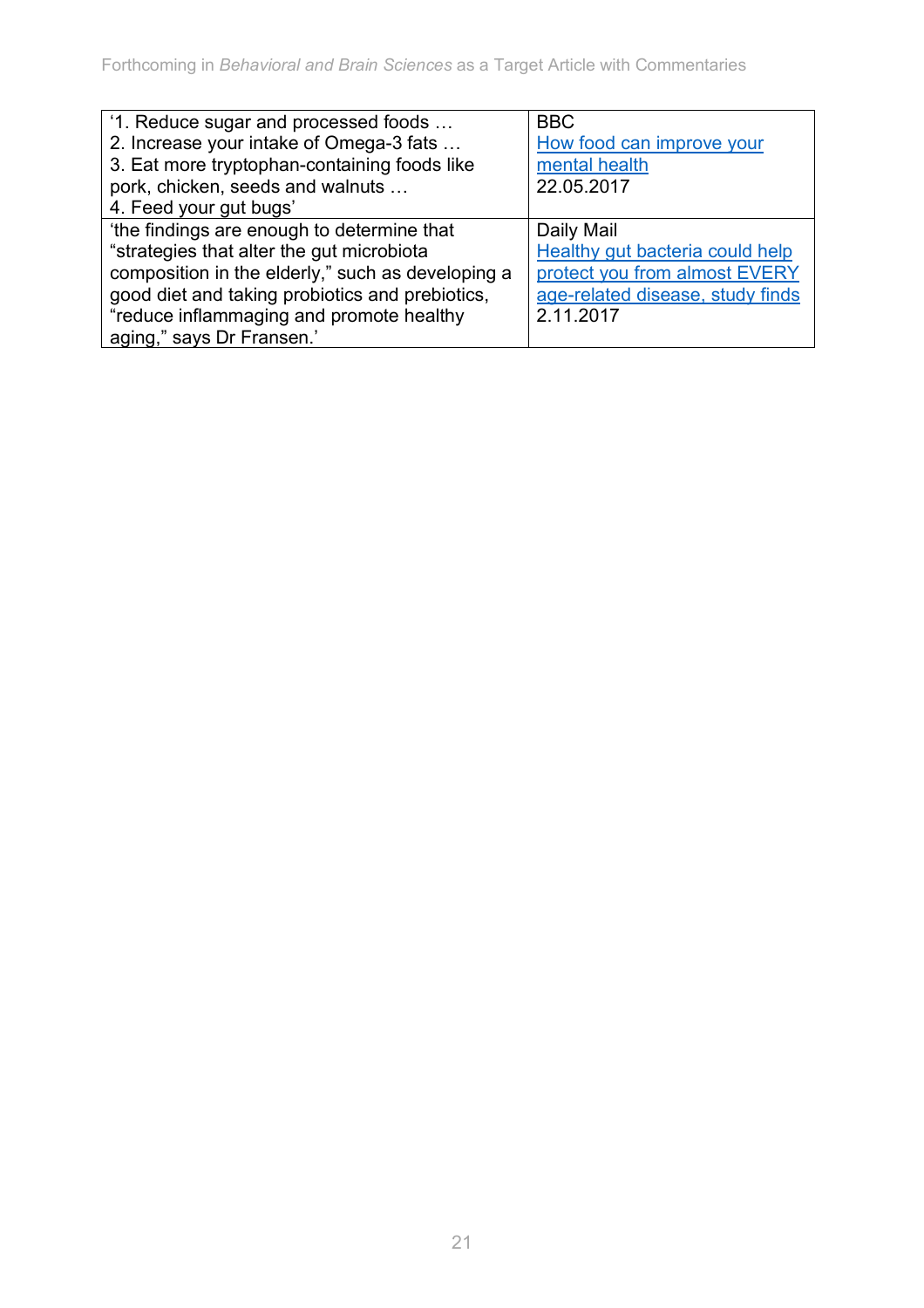| | |
|---|---|
| '1. Reduce sugar and processed foods … 2. Increase your intake of Omega-3 fats … 3. Eat more tryptophan-containing foods like pork, chicken, seeds and walnuts … 4. Feed your gut bugs' | BBC [How food can improve your mental health]() 22.05.2017 |
| 'the findings are enough to determine that "strategies that alter the gut microbiota composition in the elderly," such as developing a good diet and taking probiotics and prebiotics, "reduce inflammaging and promote healthy aging," says Dr Fransen.' | Daily Mail [Healthy gut bacteria could help protect you from almost EVERY age-related disease, study finds]() 2.11.2017 |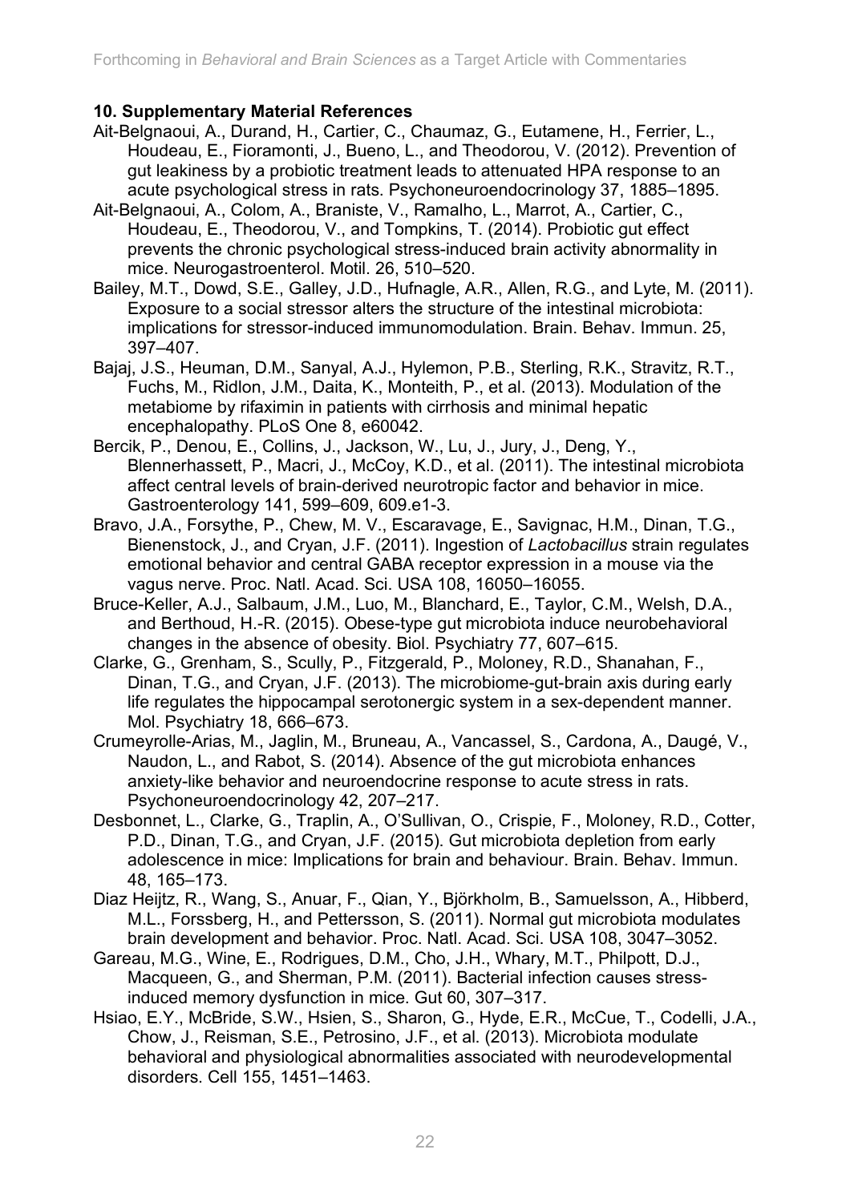### 10. Supplementary Material References

Ait-Belgnaoui, A., Durand, H., Cartier, C., Chaumaz, G., Eutamene, H., Ferrier, L., Houdeau, E., Fioramonti, J., Bueno, L., and Theodorou, V. (2012). Prevention of gut leakiness by a probiotic treatment leads to attenuated HPA response to an acute psychological stress in rats. Psychoneuroendocrinology 37, 1885–1895.

Ait-Belgnaoui, A., Colom, A., Braniste, V., Ramalho, L., Marrot, A., Cartier, C., Houdeau, E., Theodorou, V., and Tompkins, T. (2014). Probiotic gut effect prevents the chronic psychological stress-induced brain activity abnormality in mice. Neurogastroenterol. Motil. 26, 510–520.

Bailey, M.T., Dowd, S.E., Galley, J.D., Hufnagle, A.R., Allen, R.G., and Lyte, M. (2011). Exposure to a social stressor alters the structure of the intestinal microbiota: implications for stressor-induced immunomodulation. Brain. Behav. Immun. 25, 397–407.

Bajaj, J.S., Heuman, D.M., Sanyal, A.J., Hylemon, P.B., Sterling, R.K., Stravitz, R.T., Fuchs, M., Ridlon, J.M., Daita, K., Monteith, P., et al. (2013). Modulation of the metabiome by rifaximin in patients with cirrhosis and minimal hepatic encephalopathy. PLoS One 8, e60042.

Bercik, P., Denou, E., Collins, J., Jackson, W., Lu, J., Jury, J., Deng, Y., Blennerhassett, P., Macri, J., McCoy, K.D., et al. (2011). The intestinal microbiota affect central levels of brain-derived neurotropic factor and behavior in mice. Gastroenterology 141, 599–609, 609.e1-3.

Bravo, J.A., Forsythe, P., Chew, M. V., Escaravage, E., Savignac, H.M., Dinan, T.G., Bienenstock, J., and Cryan, J.F. (2011). Ingestion of *Lactobacillus* strain regulates emotional behavior and central GABA receptor expression in a mouse via the vagus nerve. Proc. Natl. Acad. Sci. USA 108, 16050–16055.

Bruce-Keller, A.J., Salbaum, J.M., Luo, M., Blanchard, E., Taylor, C.M., Welsh, D.A., and Berthoud, H.-R. (2015). Obese-type gut microbiota induce neurobehavioral changes in the absence of obesity. Biol. Psychiatry 77, 607–615.

Clarke, G., Grenham, S., Scully, P., Fitzgerald, P., Moloney, R.D., Shanahan, F., Dinan, T.G., and Cryan, J.F. (2013). The microbiome-gut-brain axis during early life regulates the hippocampal serotonergic system in a sex-dependent manner. Mol. Psychiatry 18, 666–673.

Crumeyrolle-Arias, M., Jaglin, M., Bruneau, A., Vancassel, S., Cardona, A., Daugé, V., Naudon, L., and Rabot, S. (2014). Absence of the gut microbiota enhances anxiety-like behavior and neuroendocrine response to acute stress in rats. Psychoneuroendocrinology 42, 207–217.

Desbonnet, L., Clarke, G., Traplin, A., O'Sullivan, O., Crispie, F., Moloney, R.D., Cotter, P.D., Dinan, T.G., and Cryan, J.F. (2015). Gut microbiota depletion from early adolescence in mice: Implications for brain and behaviour. Brain. Behav. Immun. 48, 165–173.

Diaz Heijtz, R., Wang, S., Anuar, F., Qian, Y., Björkholm, B., Samuelsson, A., Hibberd, M.L., Forssberg, H., and Pettersson, S. (2011). Normal gut microbiota modulates brain development and behavior. Proc. Natl. Acad. Sci. USA 108, 3047–3052.

Gareau, M.G., Wine, E., Rodrigues, D.M., Cho, J.H., Whary, M.T., Philpott, D.J., Macqueen, G., and Sherman, P.M. (2011). Bacterial infection causes stress-induced memory dysfunction in mice. Gut 60, 307–317.

Hsiao, E.Y., McBride, S.W., Hsien, S., Sharon, G., Hyde, E.R., McCue, T., Codelli, J.A., Chow, J., Reisman, S.E., Petrosino, J.F., et al. (2013). Microbiota modulate behavioral and physiological abnormalities associated with neurodevelopmental disorders. Cell 155, 1451–1463.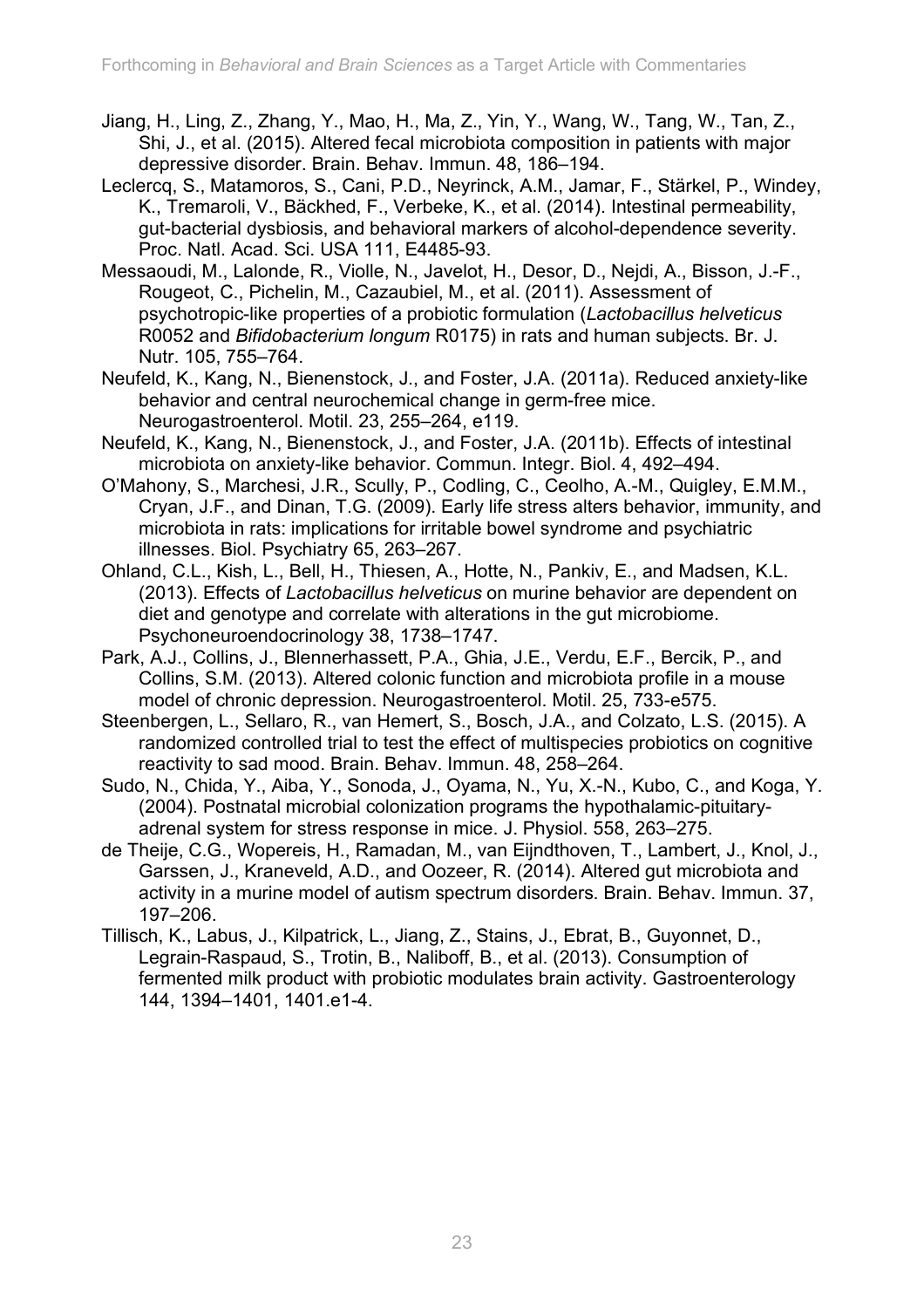Jiang, H., Ling, Z., Zhang, Y., Mao, H., Ma, Z., Yin, Y., Wang, W., Tang, W., Tan, Z., Shi, J., et al. (2015). Altered fecal microbiota composition in patients with major depressive disorder. Brain. Behav. Immun. 48, 186–194.

Leclercq, S., Matamoros, S., Cani, P.D., Neyrinck, A.M., Jamar, F., Stärkel, P., Windey, K., Tremaroli, V., Bäckhed, F., Verbeke, K., et al. (2014). Intestinal permeability, gut-bacterial dysbiosis, and behavioral markers of alcohol-dependence severity. Proc. Natl. Acad. Sci. USA 111, E4485-93.

Messaoudi, M., Lalonde, R., Violle, N., Javelot, H., Desor, D., Nejdi, A., Bisson, J.-F., Rougeot, C., Pichelin, M., Cazaubiel, M., et al. (2011). Assessment of psychotropic-like properties of a probiotic formulation (*Lactobacillus helveticus* R0052 and *Bifidobacterium longum* R0175) in rats and human subjects. Br. J. Nutr. 105, 755–764.

Neufeld, K., Kang, N., Bienenstock, J., and Foster, J.A. (2011a). Reduced anxiety-like behavior and central neurochemical change in germ-free mice. Neurogastroenterol. Motil. 23, 255–264, e119.

Neufeld, K., Kang, N., Bienenstock, J., and Foster, J.A. (2011b). Effects of intestinal microbiota on anxiety-like behavior. Commun. Integr. Biol. 4, 492–494.

O'Mahony, S., Marchesi, J.R., Scully, P., Codling, C., Ceolho, A.-M., Quigley, E.M.M., Cryan, J.F., and Dinan, T.G. (2009). Early life stress alters behavior, immunity, and microbiota in rats: implications for irritable bowel syndrome and psychiatric illnesses. Biol. Psychiatry 65, 263–267.

Ohland, C.L., Kish, L., Bell, H., Thiesen, A., Hotte, N., Pankiv, E., and Madsen, K.L. (2013). Effects of *Lactobacillus helveticus* on murine behavior are dependent on diet and genotype and correlate with alterations in the gut microbiome. Psychoneuroendocrinology 38, 1738–1747.

Park, A.J., Collins, J., Blennerhassett, P.A., Ghia, J.E., Verdu, E.F., Bercik, P., and Collins, S.M. (2013). Altered colonic function and microbiota profile in a mouse model of chronic depression. Neurogastroenterol. Motil. 25, 733-e575.

Steenbergen, L., Sellaro, R., van Hemert, S., Bosch, J.A., and Colzato, L.S. (2015). A randomized controlled trial to test the effect of multispecies probiotics on cognitive reactivity to sad mood. Brain. Behav. Immun. 48, 258–264.

Sudo, N., Chida, Y., Aiba, Y., Sonoda, J., Oyama, N., Yu, X.-N., Kubo, C., and Koga, Y. (2004). Postnatal microbial colonization programs the hypothalamic-pituitary-adrenal system for stress response in mice. J. Physiol. 558, 263–275.

de Theije, C.G., Wopereis, H., Ramadan, M., van Eijndthoven, T., Lambert, J., Knol, J., Garssen, J., Kraneveld, A.D., and Oozeer, R. (2014). Altered gut microbiota and activity in a murine model of autism spectrum disorders. Brain. Behav. Immun. 37, 197–206.

Tillisch, K., Labus, J., Kilpatrick, L., Jiang, Z., Stains, J., Ebrat, B., Guyonnet, D., Legrain-Raspaud, S., Trotin, B., Naliboff, B., et al. (2013). Consumption of fermented milk product with probiotic modulates brain activity. Gastroenterology 144, 1394–1401, 1401.e1-4.